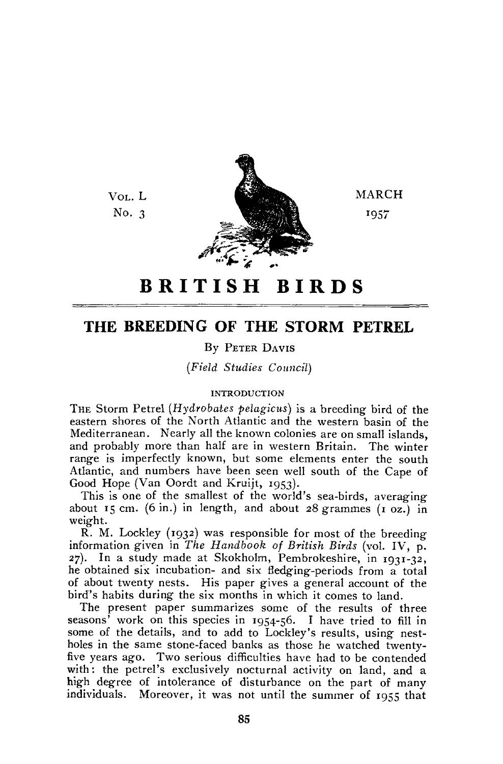Vol. L
No. 3

MARCH
1957

# BRITISH BIRDS

## THE BREEDING OF THE STORM PETREL

By Peter Davis

*(Field Studies Council)*

### INTRODUCTION

The Storm Petrel (*Hydrobates pelagicus*) is a breeding bird of the eastern shores of the North Atlantic and the western basin of the Mediterranean. Nearly all the known colonies are on small islands, and probably more than half are in western Britain. The winter range is imperfectly known, but some elements enter the south Atlantic, and numbers have been seen well south of the Cape of Good Hope (Van Oordt and Kruijt, 1953).

This is one of the smallest of the world's sea-birds, averaging about 15 cm. (6 in.) in length, and about 28 grammes (1 oz.) in weight.

R. M. Lockley (1932) was responsible for most of the breeding information given in *The Handbook of British Birds* (vol. IV, p. 27). In a study made at Skokholm, Pembrokeshire, in 1931-32, he obtained six incubation- and six fledging-periods from a total of about twenty nests. His paper gives a general account of the bird's habits during the six months in which it comes to land.

The present paper summarizes some of the results of three seasons' work on this species in 1954-56. I have tried to fill in some of the details, and to add to Lockley's results, using nest-holes in the same stone-faced banks as those he watched twenty-five years ago. Two serious difficulties have had to be contended with: the petrel's exclusively nocturnal activity on land, and a high degree of intolerance of disturbance on the part of many individuals. Moreover, it was not until the summer of 1955 that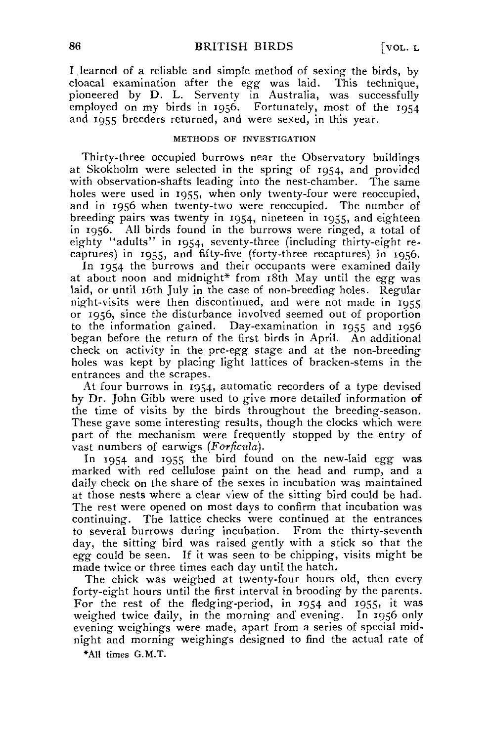I learned of a reliable and simple method of sexing the birds, by cloacal examination after the egg was laid. This technique, pioneered by D. L. Serventy in Australia, was successfully employed on my birds in 1956. Fortunately, most of the 1954 and 1955 breeders returned, and were sexed, in this year.

### METHODS OF INVESTIGATION

Thirty-three occupied burrows near the Observatory buildings at Skokholm were selected in the spring of 1954, and provided with observation-shafts leading into the nest-chamber. The same holes were used in 1955, when only twenty-four were reoccupied, and in 1956 when twenty-two were reoccupied. The number of breeding pairs was twenty in 1954, nineteen in 1955, and eighteen in 1956. All birds found in the burrows were ringed, a total of eighty "adults" in 1954, seventy-three (including thirty-eight recaptures) in 1955, and fifty-five (forty-three recaptures) in 1956.

In 1954 the burrows and their occupants were examined daily at about noon and midnight* from 18th May until the egg was laid, or until 16th July in the case of non-breeding holes. Regular night-visits were then discontinued, and were not made in 1955 or 1956, since the disturbance involved seemed out of proportion to the information gained. Day-examination in 1955 and 1956 began before the return of the first birds in April. An additional check on activity in the pre-egg stage and at the non-breeding holes was kept by placing light lattices of bracken-stems in the entrances and the scrapes.

At four burrows in 1954, automatic recorders of a type devised by Dr. John Gibb were used to give more detailed information of the time of visits by the birds throughout the breeding-season. These gave some interesting results, though the clocks which were part of the mechanism were frequently stopped by the entry of vast numbers of earwigs (*Forficula*).

In 1954 and 1955 the bird found on the new-laid egg was marked with red cellulose paint on the head and rump, and a daily check on the share of the sexes in incubation was maintained at those nests where a clear view of the sitting bird could be had. The rest were opened on most days to confirm that incubation was continuing. The lattice checks were continued at the entrances to several burrows during incubation. From the thirty-seventh day, the sitting bird was raised gently with a stick so that the egg could be seen. If it was seen to be chipping, visits might be made twice or three times each day until the hatch.

The chick was weighed at twenty-four hours old, then every forty-eight hours until the first interval in brooding by the parents. For the rest of the fledging-period, in 1954 and 1955, it was weighed twice daily, in the morning and evening. In 1956 only evening weighings were made, apart from a series of special midnight and morning weighings designed to find the actual rate of

*All times G.M.T.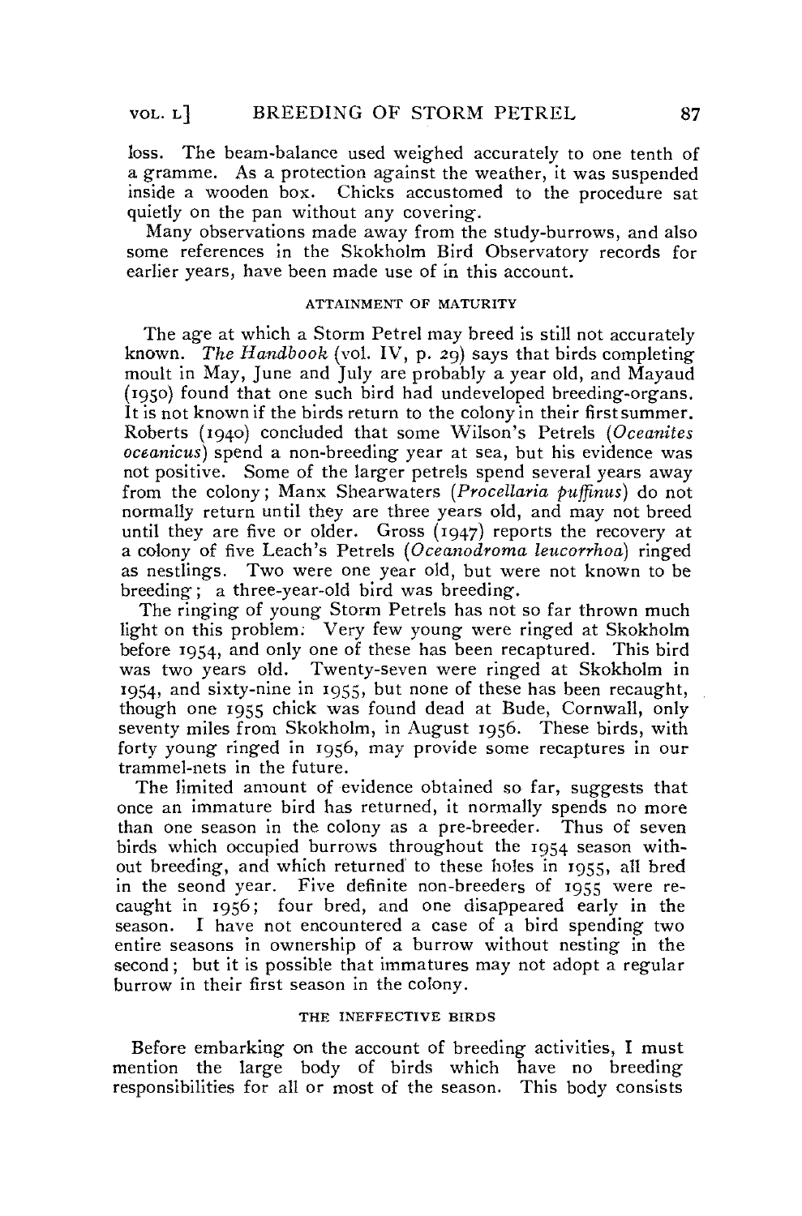loss. The beam-balance used weighed accurately to one tenth of a gramme. As a protection against the weather, it was suspended inside a wooden box. Chicks accustomed to the procedure sat quietly on the pan without any covering.

Many observations made away from the study-burrows, and also some references in the Skokholm Bird Observatory records for earlier years, have been made use of in this account.

### ATTAINMENT OF MATURITY

The age at which a Storm Petrel may breed is still not accurately known. *The Handbook* (vol. IV, p. 29) says that birds completing moult in May, June and July are probably a year old, and Mayaud (1950) found that one such bird had undeveloped breeding-organs. It is not known if the birds return to the colony in their first summer. Roberts (1940) concluded that some Wilson's Petrels (*Oceanites oceanicus*) spend a non-breeding year at sea, but his evidence was not positive. Some of the larger petrels spend several years away from the colony; Manx Shearwaters (*Procellaria puffinus*) do not normally return until they are three years old, and may not breed until they are five or older. Gross (1947) reports the recovery at a colony of five Leach's Petrels (*Oceanodroma leucorrhoa*) ringed as nestlings. Two were one year old, but were not known to be breeding; a three-year-old bird was breeding.

The ringing of young Storm Petrels has not so far thrown much light on this problem. Very few young were ringed at Skokholm before 1954, and only one of these has been recaptured. This bird was two years old. Twenty-seven were ringed at Skokholm in 1954, and sixty-nine in 1955, but none of these has been recaught, though one 1955 chick was found dead at Bude, Cornwall, only seventy miles from Skokholm, in August 1956. These birds, with forty young ringed in 1956, may provide some recaptures in our trammel-nets in the future.

The limited amount of evidence obtained so far, suggests that once an immature bird has returned, it normally spends no more than one season in the colony as a pre-breeder. Thus of seven birds which occupied burrows throughout the 1954 season without breeding, and which returned to these holes in 1955, all bred in the seond year. Five definite non-breeders of 1955 were recaught in 1956; four bred, and one disappeared early in the season. I have not encountered a case of a bird spending two entire seasons in ownership of a burrow without nesting in the second; but it is possible that immatures may not adopt a regular burrow in their first season in the colony.

### THE INEFFECTIVE BIRDS

Before embarking on the account of breeding activities, I must mention the large body of birds which have no breeding responsibilities for all or most of the season. This body consists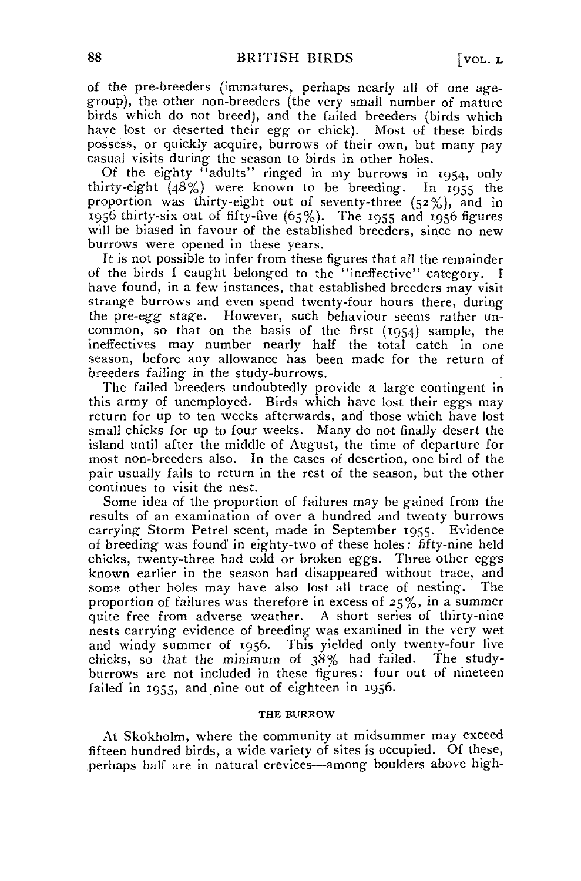of the pre-breeders (immatures, perhaps nearly all of one age-group), the other non-breeders (the very small number of mature birds which do not breed), and the failed breeders (birds which have lost or deserted their egg or chick). Most of these birds possess, or quickly acquire, burrows of their own, but many pay casual visits during the season to birds in other holes.

Of the eighty "adults" ringed in my burrows in 1954, only thirty-eight (48%) were known to be breeding. In 1955 the proportion was thirty-eight out of seventy-three (52%), and in 1956 thirty-six out of fifty-five (65%). The 1955 and 1956 figures will be biased in favour of the established breeders, since no new burrows were opened in these years.

It is not possible to infer from these figures that all the remainder of the birds I caught belonged to the "ineffective" category. I have found, in a few instances, that established breeders may visit strange burrows and even spend twenty-four hours there, during the pre-egg stage. However, such behaviour seems rather uncommon, so that on the basis of the first (1954) sample, the ineffectives may number nearly half the total catch in one season, before any allowance has been made for the return of breeders failing in the study-burrows.

The failed breeders undoubtedly provide a large contingent in this army of unemployed. Birds which have lost their eggs may return for up to ten weeks afterwards, and those which have lost small chicks for up to four weeks. Many do not finally desert the island until after the middle of August, the time of departure for most non-breeders also. In the cases of desertion, one bird of the pair usually fails to return in the rest of the season, but the other continues to visit the nest.

Some idea of the proportion of failures may be gained from the results of an examination of over a hundred and twenty burrows carrying Storm Petrel scent, made in September 1955. Evidence of breeding was found in eighty-two of these holes: fifty-nine held chicks, twenty-three had cold or broken eggs. Three other eggs known earlier in the season had disappeared without trace, and some other holes may have also lost all trace of nesting. The proportion of failures was therefore in excess of 25%, in a summer quite free from adverse weather. A short series of thirty-nine nests carrying evidence of breeding was examined in the very wet and windy summer of 1956. This yielded only twenty-four live chicks, so that the minimum of 38% had failed. The study-burrows are not included in these figures: four out of nineteen failed in 1955, and nine out of eighteen in 1956.

### THE BURROW

At Skokholm, where the community at midsummer may exceed fifteen hundred birds, a wide variety of sites is occupied. Of these, perhaps half are in natural crevices—among boulders above high-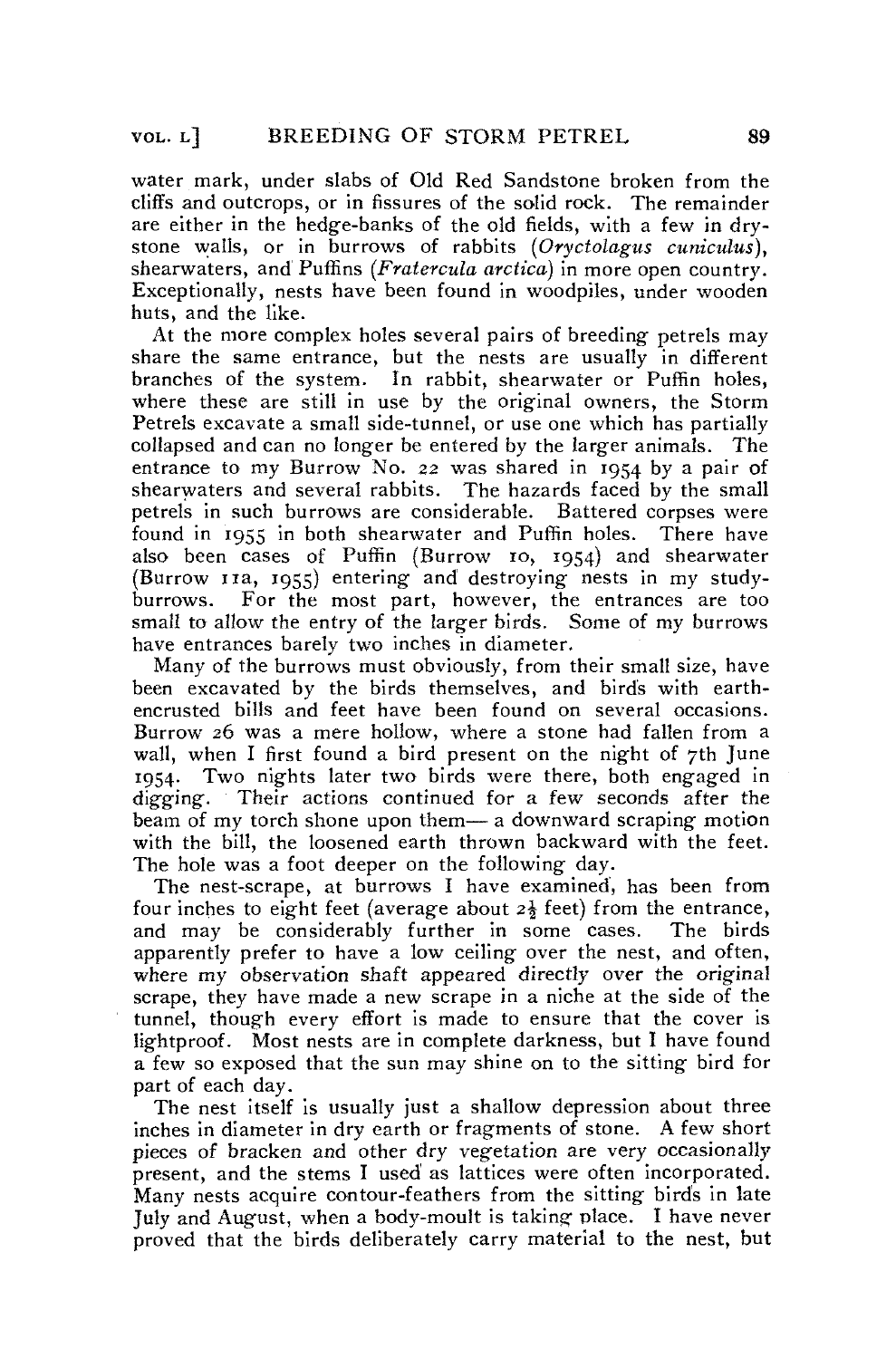water mark, under slabs of Old Red Sandstone broken from the cliffs and outcrops, or in fissures of the solid rock. The remainder are either in the hedge-banks of the old fields, with a few in dry-stone walls, or in burrows of rabbits (*Oryctolagus cuniculus*), shearwaters, and Puffins (*Fratercula arctica*) in more open country. Exceptionally, nests have been found in woodpiles, under wooden huts, and the like.

At the more complex holes several pairs of breeding petrels may share the same entrance, but the nests are usually in different branches of the system. In rabbit, shearwater or Puffin holes, where these are still in use by the original owners, the Storm Petrels excavate a small side-tunnel, or use one which has partially collapsed and can no longer be entered by the larger animals. The entrance to my Burrow No. 22 was shared in 1954 by a pair of shearwaters and several rabbits. The hazards faced by the small petrels in such burrows are considerable. Battered corpses were found in 1955 in both shearwater and Puffin holes. There have also been cases of Puffin (Burrow 10, 1954) and shearwater (Burrow 11a, 1955) entering and destroying nests in my study-burrows. For the most part, however, the entrances are too small to allow the entry of the larger birds. Some of my burrows have entrances barely two inches in diameter.

Many of the burrows must obviously, from their small size, have been excavated by the birds themselves, and birds with earth-encrusted bills and feet have been found on several occasions. Burrow 26 was a mere hollow, where a stone had fallen from a wall, when I first found a bird present on the night of 7th June 1954. Two nights later two birds were there, both engaged in digging. Their actions continued for a few seconds after the beam of my torch shone upon them— a downward scraping motion with the bill, the loosened earth thrown backward with the feet. The hole was a foot deeper on the following day.

The nest-scrape, at burrows I have examined, has been from four inches to eight feet (average about 2½ feet) from the entrance, and may be considerably further in some cases. The birds apparently prefer to have a low ceiling over the nest, and often, where my observation shaft appeared directly over the original scrape, they have made a new scrape in a niche at the side of the tunnel, though every effort is made to ensure that the cover is lightproof. Most nests are in complete darkness, but I have found a few so exposed that the sun may shine on to the sitting bird for part of each day.

The nest itself is usually just a shallow depression about three inches in diameter in dry earth or fragments of stone. A few short pieces of bracken and other dry vegetation are very occasionally present, and the stems I used as lattices were often incorporated. Many nests acquire contour-feathers from the sitting birds in late July and August, when a body-moult is taking place. I have never proved that the birds deliberately carry material to the nest, but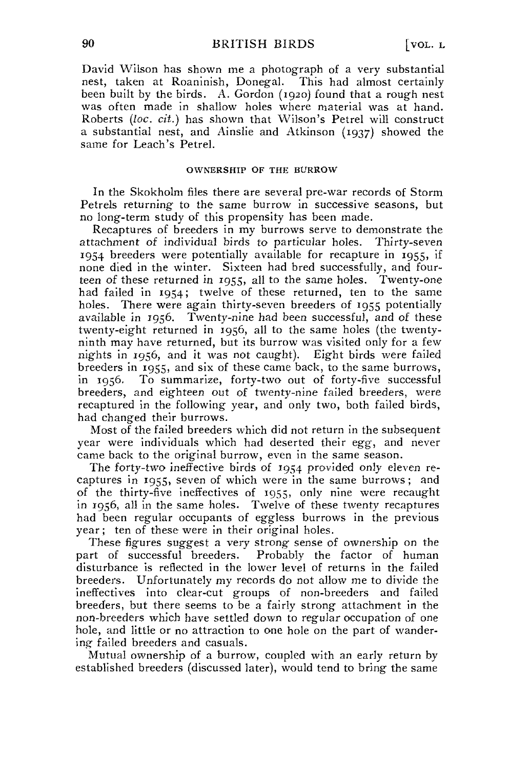David Wilson has shown me a photograph of a very substantial nest, taken at Roaninish, Donegal. This had almost certainly been built by the birds. A. Gordon (1920) found that a rough nest was often made in shallow holes where material was at hand. Roberts (*loc. cit.*) has shown that Wilson's Petrel will construct a substantial nest, and Ainslie and Atkinson (1937) showed the same for Leach's Petrel.

### OWNERSHIP OF THE BURROW

In the Skokholm files there are several pre-war records of Storm Petrels returning to the same burrow in successive seasons, but no long-term study of this propensity has been made.

Recaptures of breeders in my burrows serve to demonstrate the attachment of individual birds to particular holes. Thirty-seven 1954 breeders were potentially available for recapture in 1955, if none died in the winter. Sixteen had bred successfully, and fourteen of these returned in 1955, all to the same holes. Twenty-one had failed in 1954; twelve of these returned, ten to the same holes. There were again thirty-seven breeders of 1955 potentially available in 1956. Twenty-nine had been successful, and of these twenty-eight returned in 1956, all to the same holes (the twenty-ninth may have returned, but its burrow was visited only for a few nights in 1956, and it was not caught). Eight birds were failed breeders in 1955, and six of these came back, to the same burrows, in 1956. To summarize, forty-two out of forty-five successful breeders, and eighteen out of twenty-nine failed breeders, were recaptured in the following year, and only two, both failed birds, had changed their burrows.

Most of the failed breeders which did not return in the subsequent year were individuals which had deserted their egg, and never came back to the original burrow, even in the same season.

The forty-two ineffective birds of 1954 provided only eleven recaptures in 1955, seven of which were in the same burrows; and of the thirty-five ineffectives of 1955, only nine were recaught in 1956, all in the same holes. Twelve of these twenty recaptures had been regular occupants of eggless burrows in the previous year; ten of these were in their original holes.

These figures suggest a very strong sense of ownership on the part of successful breeders. Probably the factor of human disturbance is reflected in the lower level of returns in the failed breeders. Unfortunately my records do not allow me to divide the ineffectives into clear-cut groups of non-breeders and failed breeders, but there seems to be a fairly strong attachment in the non-breeders which have settled down to regular occupation of one hole, and little or no attraction to one hole on the part of wandering failed breeders and casuals.

Mutual ownership of a burrow, coupled with an early return by established breeders (discussed later), would tend to bring the same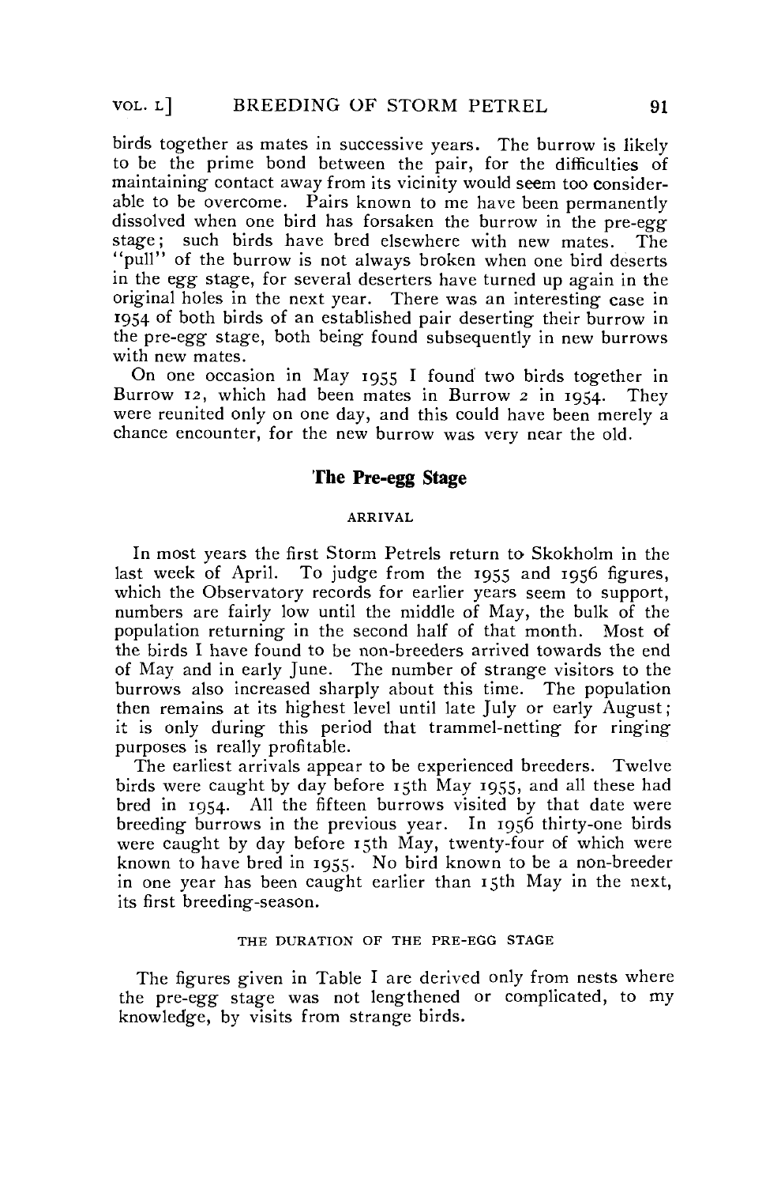birds together as mates in successive years. The burrow is likely to be the prime bond between the pair, for the difficulties of maintaining contact away from its vicinity would seem too considerable to be overcome. Pairs known to me have been permanently dissolved when one bird has forsaken the burrow in the pre-egg stage; such birds have bred elsewhere with new mates. The "pull" of the burrow is not always broken when one bird deserts in the egg stage, for several deserters have turned up again in the original holes in the next year. There was an interesting case in 1954 of both birds of an established pair deserting their burrow in the pre-egg stage, both being found subsequently in new burrows with new mates.

On one occasion in May 1955 I found two birds together in Burrow 12, which had been mates in Burrow 2 in 1954. They were reunited only on one day, and this could have been merely a chance encounter, for the new burrow was very near the old.

## The Pre-egg Stage

### ARRIVAL

In most years the first Storm Petrels return to Skokholm in the last week of April. To judge from the 1955 and 1956 figures, which the Observatory records for earlier years seem to support, numbers are fairly low until the middle of May, the bulk of the population returning in the second half of that month. Most of the birds I have found to be non-breeders arrived towards the end of May and in early June. The number of strange visitors to the burrows also increased sharply about this time. The population then remains at its highest level until late July or early August; it is only during this period that trammel-netting for ringing purposes is really profitable.

The earliest arrivals appear to be experienced breeders. Twelve birds were caught by day before 15th May 1955, and all these had bred in 1954. All the fifteen burrows visited by that date were breeding burrows in the previous year. In 1956 thirty-one birds were caught by day before 15th May, twenty-four of which were known to have bred in 1955. No bird known to be a non-breeder in one year has been caught earlier than 15th May in the next, its first breeding-season.

### THE DURATION OF THE PRE-EGG STAGE

The figures given in Table I are derived only from nests where the pre-egg stage was not lengthened or complicated, to my knowledge, by visits from strange birds.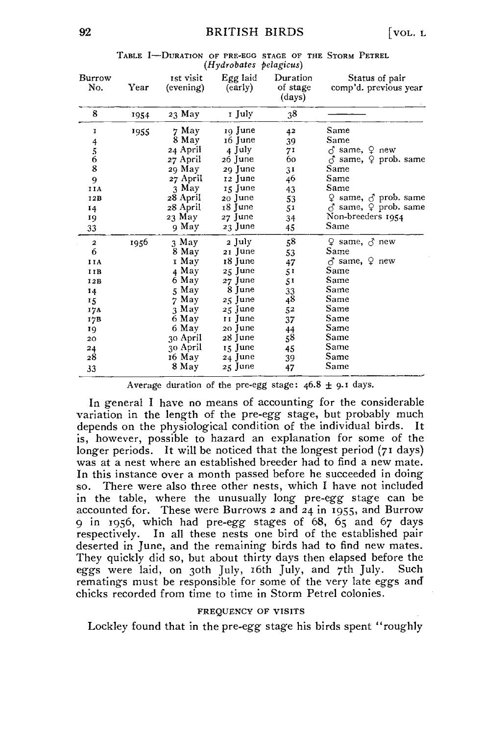Table I—Duration of pre-egg stage of the Storm Petrel (*Hydrobates pelagicus*)

| Burrow No. | Year | 1st visit (evening) | Egg laid (early) | Duration of stage (days) | Status of pair comp'd. previous year |
|---|---|---|---|---|---|
| 8 | 1954 | 23 May | 1 July | 38 | ——— |
| 1 | 1955 | 7 May | 19 June | 42 | Same |
| 4 | | 8 May | 16 June | 39 | Same |
| 5 | | 24 April | 4 July | 71 | ♂ same, ♀ new |
| 6 | | 27 April | 26 June | 60 | ♂ same, ♀ prob. same |
| 8 | | 29 May | 29 June | 31 | Same |
| 9 | | 27 April | 12 June | 46 | Same |
| 11A | | 3 May | 15 June | 43 | Same |
| 12B | | 28 April | 20 June | 53 | ♀ same, ♂ prob. same |
| 14 | | 28 April | 18 June | 51 | ♂ same, ♀ prob. same |
| 19 | | 23 May | 27 June | 34 | Non-breeders 1954 |
| 33 | | 9 May | 23 June | 45 | Same |
| 2 | 1956 | 3 May | 2 July | 58 | ♀ same, ♂ new |
| 6 | | 8 May | 21 June | 53 | Same |
| 11A | | 1 May | 18 June | 47 | ♂ same, ♀ new |
| 11B | | 4 May | 25 June | 51 | Same |
| 12B | | 6 May | 27 June | 51 | Same |
| 14 | | 5 May | 8 June | 33 | Same |
| 15 | | 7 May | 25 June | 48 | Same |
| 17A | | 3 May | 25 June | 52 | Same |
| 17B | | 6 May | 11 June | 37 | Same |
| 19 | | 6 May | 20 June | 44 | Same |
| 20 | | 30 April | 28 June | 58 | Same |
| 24 | | 30 April | 15 June | 45 | Same |
| 28 | | 16 May | 24 June | 39 | Same |
| 33 | | 8 May | 25 June | 47 | Same |

Average duration of the pre-egg stage: $46.8 \pm 9.1$ days.

In general I have no means of accounting for the considerable variation in the length of the pre-egg stage, but probably much depends on the physiological condition of the individual birds. It is, however, possible to hazard an explanation for some of the longer periods. It will be noticed that the longest period (71 days) was at a nest where an established breeder had to find a new mate. In this instance over a month passed before he succeeded in doing so. There were also three other nests, which I have not included in the table, where the unusually long pre-egg stage can be accounted for. These were Burrows 2 and 24 in 1955, and Burrow 9 in 1956, which had pre-egg stages of 68, 65 and 67 days respectively. In all these nests one bird of the established pair deserted in June, and the remaining birds had to find new mates. They quickly did so, but about thirty days then elapsed before the eggs were laid, on 30th July, 16th July, and 7th July. Such rematings must be responsible for some of the very late eggs and chicks recorded from time to time in Storm Petrel colonies.

### FREQUENCY OF VISITS

Lockley found that in the pre-egg stage his birds spent "roughly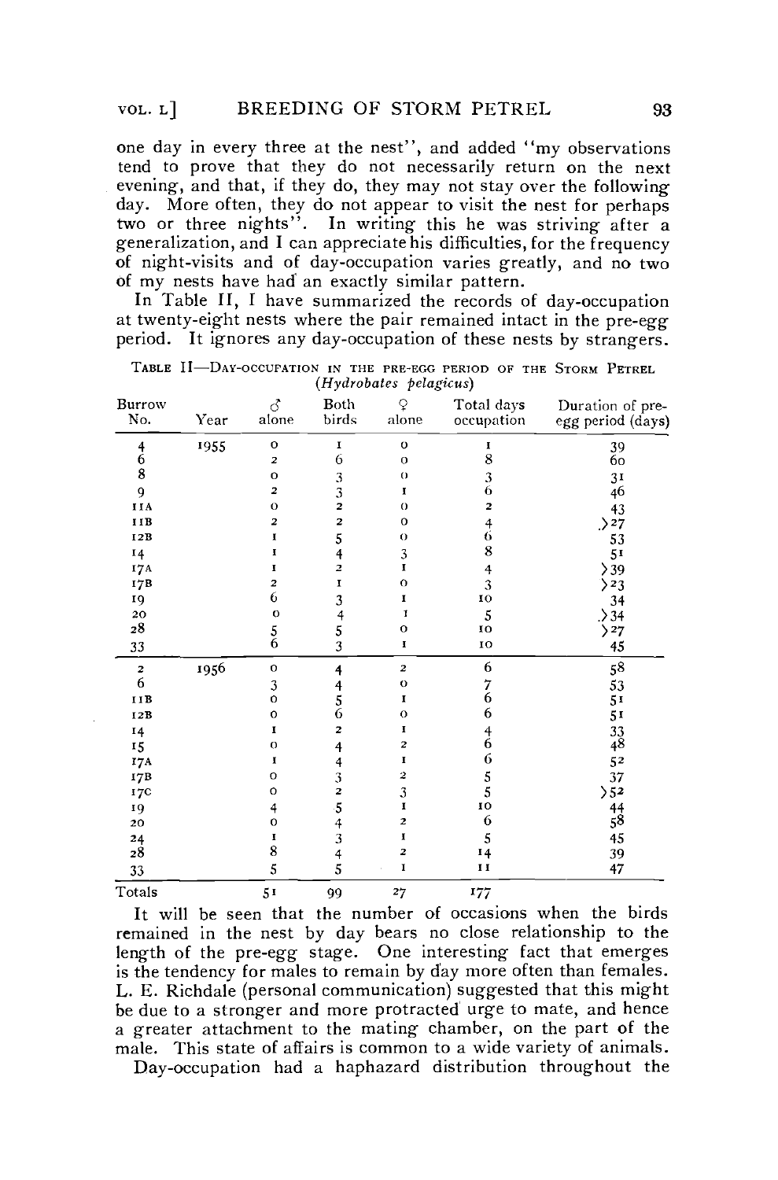one day in every three at the nest", and added "my observations tend to prove that they do not necessarily return on the next evening, and that, if they do, they may not stay over the following day. More often, they do not appear to visit the nest for perhaps two or three nights". In writing this he was striving after a generalization, and I can appreciate his difficulties, for the frequency of night-visits and of day-occupation varies greatly, and no two of my nests have had an exactly similar pattern.

In Table II, I have summarized the records of day-occupation at twenty-eight nests where the pair remained intact in the pre-egg period. It ignores any day-occupation of these nests by strangers.

TABLE II—DAY-OCCUPATION IN THE PRE-EGG PERIOD OF THE STORM PETREL (*Hydrobates pelagicus*)

| Burrow No. | Year | ♂ alone | Both birds | ♀ alone | Total days occupation | Duration of pre-egg period (days) |
|---|---|---|---|---|---|---|
| 4 | 1955 | 0 | 1 | 0 | 1 | 39 |
| 6 | | 2 | 6 | 0 | 8 | 60 |
| 8 | | 0 | 3 | 0 | 3 | 31 |
| 9 | | 2 | 3 | 1 | 6 | 46 |
| 11A | | 0 | 2 | 0 | 2 | 43 |
| 11B | | 2 | 2 | 0 | 4 | >27 |
| 12B | | 1 | 5 | 0 | 6 | 53 |
| 14 | | 1 | 4 | 3 | 8 | 51 |
| 17A | | 1 | 2 | 1 | 4 | >39 |
| 17B | | 2 | 1 | 0 | 3 | >23 |
| 19 | | 6 | 3 | 1 | 10 | 34 |
| 20 | | 0 | 4 | 1 | 5 | >34 |
| 28 | | 5 | 5 | 0 | 10 | >27 |
| 33 | | 6 | 3 | 1 | 10 | 45 |
| 2 | 1956 | 0 | 4 | 2 | 6 | 58 |
| 6 | | 3 | 4 | 0 | 7 | 53 |
| 11B | | 0 | 5 | 1 | 6 | 51 |
| 12B | | 0 | 6 | 0 | 6 | 51 |
| 14 | | 1 | 2 | 1 | 4 | 33 |
| 15 | | 0 | 4 | 2 | 6 | 48 |
| 17A | | 1 | 4 | 1 | 6 | 52 |
| 17B | | 0 | 3 | 2 | 5 | 37 |
| 17C | | 0 | 2 | 3 | 5 | >52 |
| 19 | | 4 | 5 | 1 | 10 | 44 |
| 20 | | 0 | 4 | 2 | 6 | 58 |
| 24 | | 1 | 3 | 1 | 5 | 45 |
| 28 | | 8 | 4 | 2 | 14 | 39 |
| 33 | | 5 | 5 | 1 | 11 | 47 |
| Totals | | 51 | 99 | 27 | 177 | |

It will be seen that the number of occasions when the birds remained in the nest by day bears no close relationship to the length of the pre-egg stage. One interesting fact that emerges is the tendency for males to remain by day more often than females. L. E. Richdale (personal communication) suggested that this might be due to a stronger and more protracted urge to mate, and hence a greater attachment to the mating chamber, on the part of the male. This state of affairs is common to a wide variety of animals.

Day-occupation had a haphazard distribution throughout the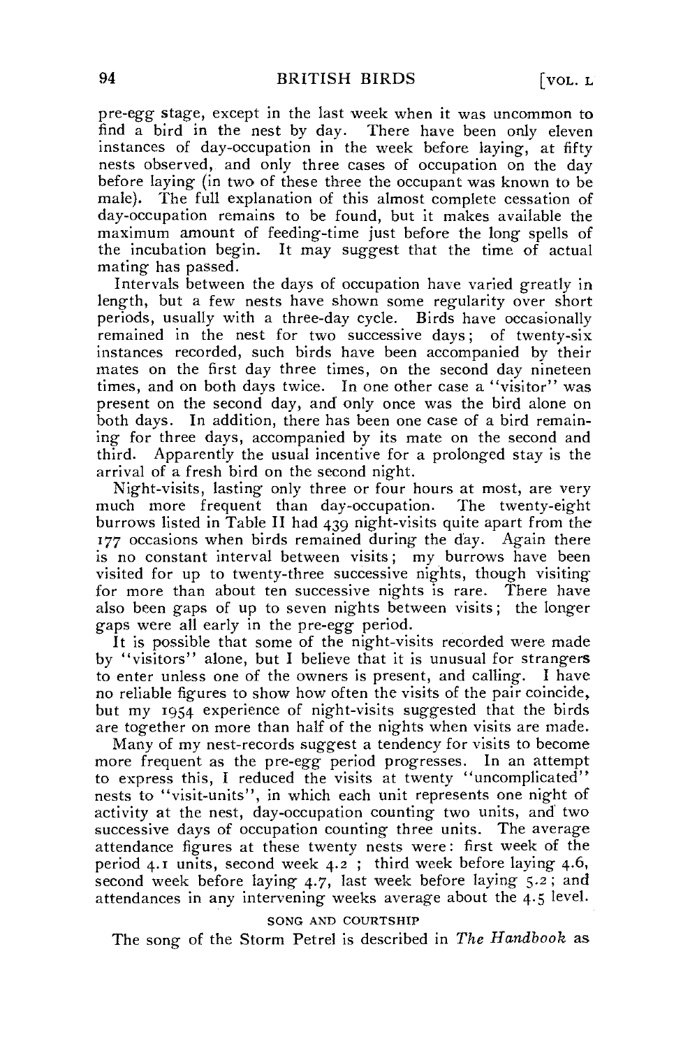pre-egg stage, except in the last week when it was uncommon to find a bird in the nest by day. There have been only eleven instances of day-occupation in the week before laying, at fifty nests observed, and only three cases of occupation on the day before laying (in two of these three the occupant was known to be male). The full explanation of this almost complete cessation of day-occupation remains to be found, but it makes available the maximum amount of feeding-time just before the long spells of the incubation begin. It may suggest that the time of actual mating has passed.

Intervals between the days of occupation have varied greatly in length, but a few nests have shown some regularity over short periods, usually with a three-day cycle. Birds have occasionally remained in the nest for two successive days; of twenty-six instances recorded, such birds have been accompanied by their mates on the first day three times, on the second day nineteen times, and on both days twice. In one other case a "visitor" was present on the second day, and only once was the bird alone on both days. In addition, there has been one case of a bird remaining for three days, accompanied by its mate on the second and third. Apparently the usual incentive for a prolonged stay is the arrival of a fresh bird on the second night.

Night-visits, lasting only three or four hours at most, are very much more frequent than day-occupation. The twenty-eight burrows listed in Table II had 439 night-visits quite apart from the 177 occasions when birds remained during the day. Again there is no constant interval between visits; my burrows have been visited for up to twenty-three successive nights, though visiting for more than about ten successive nights is rare. There have also been gaps of up to seven nights between visits; the longer gaps were all early in the pre-egg period.

It is possible that some of the night-visits recorded were made by "visitors" alone, but I believe that it is unusual for strangers to enter unless one of the owners is present, and calling. I have no reliable figures to show how often the visits of the pair coincide, but my 1954 experience of night-visits suggested that the birds are together on more than half of the nights when visits are made.

Many of my nest-records suggest a tendency for visits to become more frequent as the pre-egg period progresses. In an attempt to express this, I reduced the visits at twenty "uncomplicated" nests to "visit-units", in which each unit represents one night of activity at the nest, day-occupation counting two units, and two successive days of occupation counting three units. The average attendance figures at these twenty nests were: first week of the period 4.1 units, second week 4.2 ; third week before laying 4.6, second week before laying 4.7, last week before laying 5.2; and attendances in any intervening weeks average about the 4.5 level.

## SONG AND COURTSHIP

The song of the Storm Petrel is described in *The Handbook* as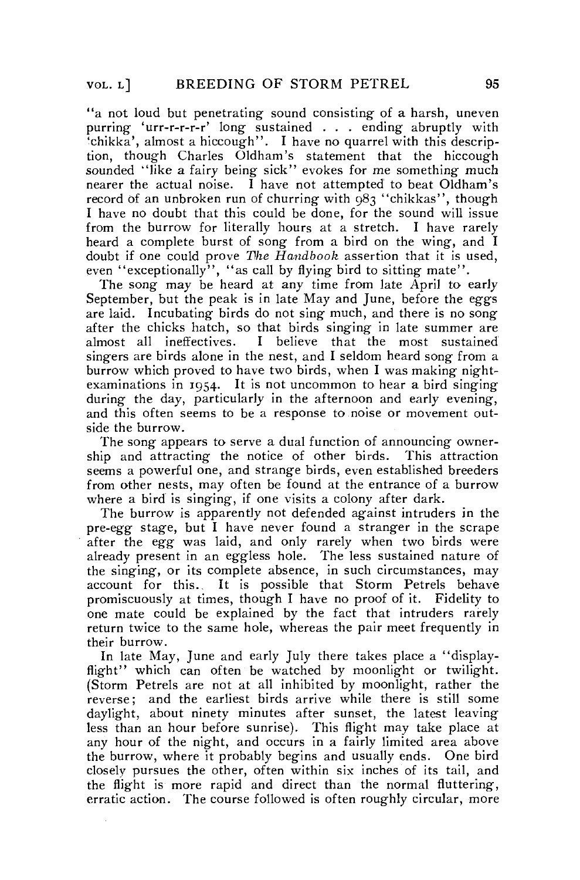"a not loud but penetrating sound consisting of a harsh, uneven purring 'urr-r-r-r-r' long sustained . . . ending abruptly with 'chikka', almost a hiccough". I have no quarrel with this description, though Charles Oldham's statement that the hiccough sounded "like a fairy being sick" evokes for me something much nearer the actual noise. I have not attempted to beat Oldham's record of an unbroken run of churring with 983 "chikkas", though I have no doubt that this could be done, for the sound will issue from the burrow for literally hours at a stretch. I have rarely heard a complete burst of song from a bird on the wing, and I doubt if one could prove *The Handbook* assertion that it is used, even "exceptionally", "as call by flying bird to sitting mate".

The song may be heard at any time from late April to early September, but the peak is in late May and June, before the eggs are laid. Incubating birds do not sing much, and there is no song after the chicks hatch, so that birds singing in late summer are almost all ineffectives. I believe that the most sustained singers are birds alone in the nest, and I seldom heard song from a burrow which proved to have two birds, when I was making night-examinations in 1954. It is not uncommon to hear a bird singing during the day, particularly in the afternoon and early evening, and this often seems to be a response to noise or movement outside the burrow.

The song appears to serve a dual function of announcing ownership and attracting the notice of other birds. This attraction seems a powerful one, and strange birds, even established breeders from other nests, may often be found at the entrance of a burrow where a bird is singing, if one visits a colony after dark.

The burrow is apparently not defended against intruders in the pre-egg stage, but I have never found a stranger in the scrape after the egg was laid, and only rarely when two birds were already present in an eggless hole. The less sustained nature of the singing, or its complete absence, in such circumstances, may account for this. It is possible that Storm Petrels behave promiscuously at times, though I have no proof of it. Fidelity to one mate could be explained by the fact that intruders rarely return twice to the same hole, whereas the pair meet frequently in their burrow.

In late May, June and early July there takes place a "display-flight" which can often be watched by moonlight or twilight. (Storm Petrels are not at all inhibited by moonlight, rather the reverse; and the earliest birds arrive while there is still some daylight, about ninety minutes after sunset, the latest leaving less than an hour before sunrise). This flight may take place at any hour of the night, and occurs in a fairly limited area above the burrow, where it probably begins and usually ends. One bird closely pursues the other, often within six inches of its tail, and the flight is more rapid and direct than the normal fluttering, erratic action. The course followed is often roughly circular, more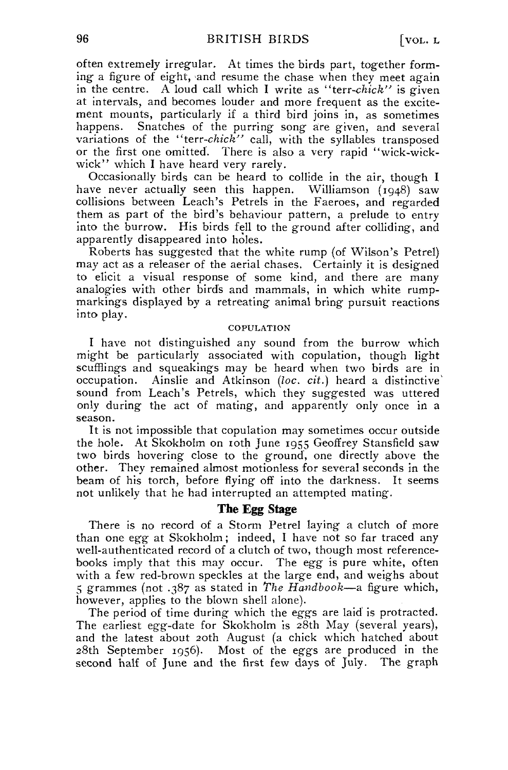often extremely irregular. At times the birds part, together forming a figure of eight, and resume the chase when they meet again in the centre. A loud call which I write as "terr-*chick*" is given at intervals, and becomes louder and more frequent as the excitement mounts, particularly if a third bird joins in, as sometimes happens. Snatches of the purring song are given, and several variations of the "terr-*chick*" call, with the syllables transposed or the first one omitted. There is also a very rapid "wick-wick-wick" which I have heard very rarely.

Occasionally birds can be heard to collide in the air, though I have never actually seen this happen. Williamson (1948) saw collisions between Leach's Petrels in the Faeroes, and regarded them as part of the bird's behaviour pattern, a prelude to entry into the burrow. His birds fell to the ground after colliding, and apparently disappeared into holes.

Roberts has suggested that the white rump (of Wilson's Petrel) may act as a releaser of the aerial chases. Certainly it is designed to elicit a visual response of some kind, and there are many analogies with other birds and mammals, in which white rump-markings displayed by a retreating animal bring pursuit reactions into play.

### COPULATION

I have not distinguished any sound from the burrow which might be particularly associated with copulation, though light scufflings and squeakings may be heard when two birds are in occupation. Ainslie and Atkinson (*loc. cit.*) heard a distinctive sound from Leach's Petrels, which they suggested was uttered only during the act of mating, and apparently only once in a season.

It is not impossible that copulation may sometimes occur outside the hole. At Skokholm on 10th June 1955 Geoffrey Stansfield saw two birds hovering close to the ground, one directly above the other. They remained almost motionless for several seconds in the beam of his torch, before flying off into the darkness. It seems not unlikely that he had interrupted an attempted mating.

## The Egg Stage

There is no record of a Storm Petrel laying a clutch of more than one egg at Skokholm; indeed, I have not so far traced any well-authenticated record of a clutch of two, though most reference-books imply that this may occur. The egg is pure white, often with a few red-brown speckles at the large end, and weighs about 5 grammes (not .387 as stated in *The Handbook*—a figure which, however, applies to the blown shell alone).

The period of time during which the eggs are laid is protracted. The earliest egg-date for Skokholm is 28th May (several years), and the latest about 20th August (a chick which hatched about 28th September 1956). Most of the eggs are produced in the second half of June and the first few days of July. The graph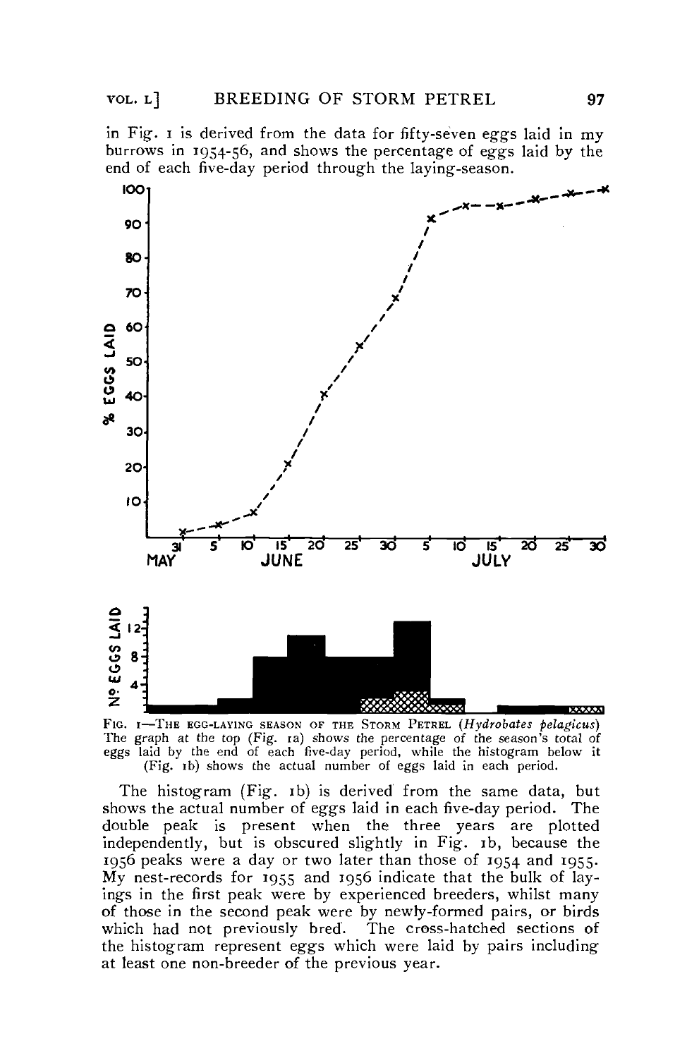in Fig. 1 is derived from the data for fifty-seven eggs laid in my burrows in 1954-56, and shows the percentage of eggs laid by the end of each five-day period through the laying-season.

Fig. 1—The egg-laying season of the Storm Petrel (*Hydrobates pelagicus*) The graph at the top (Fig. 1a) shows the percentage of the season's total of eggs laid by the end of each five-day period, while the histogram below it (Fig. 1b) shows the actual number of eggs laid in each period.

The histogram (Fig. 1b) is derived from the same data, but shows the actual number of eggs laid in each five-day period. The double peak is present when the three years are plotted independently, but is obscured slightly in Fig. 1b, because the 1956 peaks were a day or two later than those of 1954 and 1955. My nest-records for 1955 and 1956 indicate that the bulk of layings in the first peak were by experienced breeders, whilst many of those in the second peak were by newly-formed pairs, or birds which had not previously bred. The cross-hatched sections of the histogram represent eggs which were laid by pairs including at least one non-breeder of the previous year.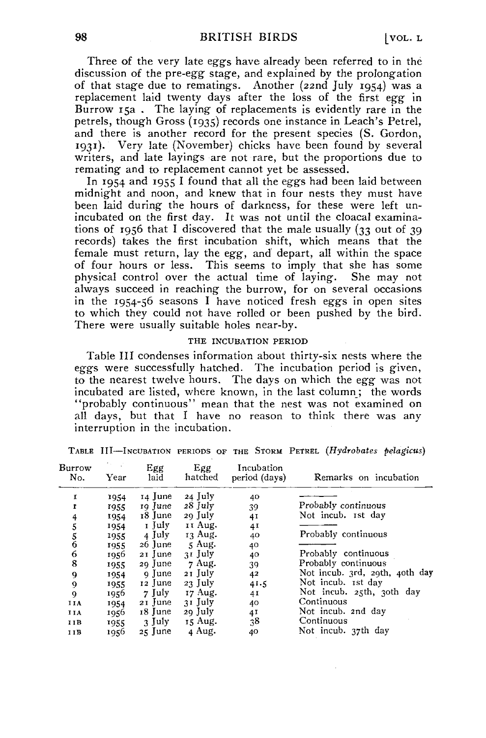Three of the very late eggs have already been referred to in the discussion of the pre-egg stage, and explained by the prolongation of that stage due to rematings. Another (22nd July 1954) was a replacement laid twenty days after the loss of the first egg in Burrow 15a. The laying of replacements is evidently rare in the petrels, though Gross (1935) records one instance in Leach's Petrel, and there is another record for the present species (S. Gordon, 1931). Very late (November) chicks have been found by several writers, and late layings are not rare, but the proportions due to remating and to replacement cannot yet be assessed.

In 1954 and 1955 I found that all the eggs had been laid between midnight and noon, and knew that in four nests they must have been laid during the hours of darkness, for these were left unincubated on the first day. It was not until the cloacal examinations of 1956 that I discovered that the male usually (33 out of 39 records) takes the first incubation shift, which means that the female must return, lay the egg, and depart, all within the space of four hours or less. This seems to imply that she has some physical control over the actual time of laying. She may not always succeed in reaching the burrow, for on several occasions in the 1954-56 seasons I have noticed fresh eggs in open sites to which they could not have rolled or been pushed by the bird. There were usually suitable holes near-by.

### THE INCUBATION PERIOD

Table III condenses information about thirty-six nests where the eggs were successfully hatched. The incubation period is given, to the nearest twelve hours. The days on which the egg was not incubated are listed, where known, in the last column; the words "probably continuous" mean that the nest was not examined on all days, but that I have no reason to think there was any interruption in the incubation.

TABLE III—INCUBATION PERIODS OF THE STORM PETREL (*Hydrobates pelagicus*)

| Burrow No. | Year | Egg laid | Egg hatched | Incubation period (days) | Remarks on incubation |
|---|---|---|---|---|---|
| 1 | 1954 | 14 June | 24 July | 40 | ——— |
| 1 | 1955 | 19 June | 28 July | 39 | Probably continuous |
| 4 | 1954 | 18 June | 29 July | 41 | Not incub. 1st day |
| 5 | 1954 | 1 July | 11 Aug. | 41 | ——— |
| 5 | 1955 | 4 July | 13 Aug. | 40 | Probably continuous |
| 6 | 1955 | 26 June | 5 Aug. | 40 | ——— |
| 6 | 1956 | 21 June | 31 July | 40 | Probably continuous |
| 8 | 1955 | 29 June | 7 Aug. | 39 | Probably continuous |
| 9 | 1954 | 9 June | 21 July | 42 | Not incub. 3rd, 29th, 40th day |
| 9 | 1955 | 12 June | 23 July | 41.5 | Not incub. 1st day |
| 9 | 1956 | 7 July | 17 Aug. | 41 | Not incub. 25th, 30th day |
| 11A | 1954 | 21 June | 31 July | 40 | Continuous |
| 11A | 1956 | 18 June | 29 July | 41 | Not incub. 2nd day |
| 11B | 1955 | 3 July | 15 Aug. | 38 | Continuous |
| 11B | 1956 | 25 June | 4 Aug. | 40 | Not incub. 37th day |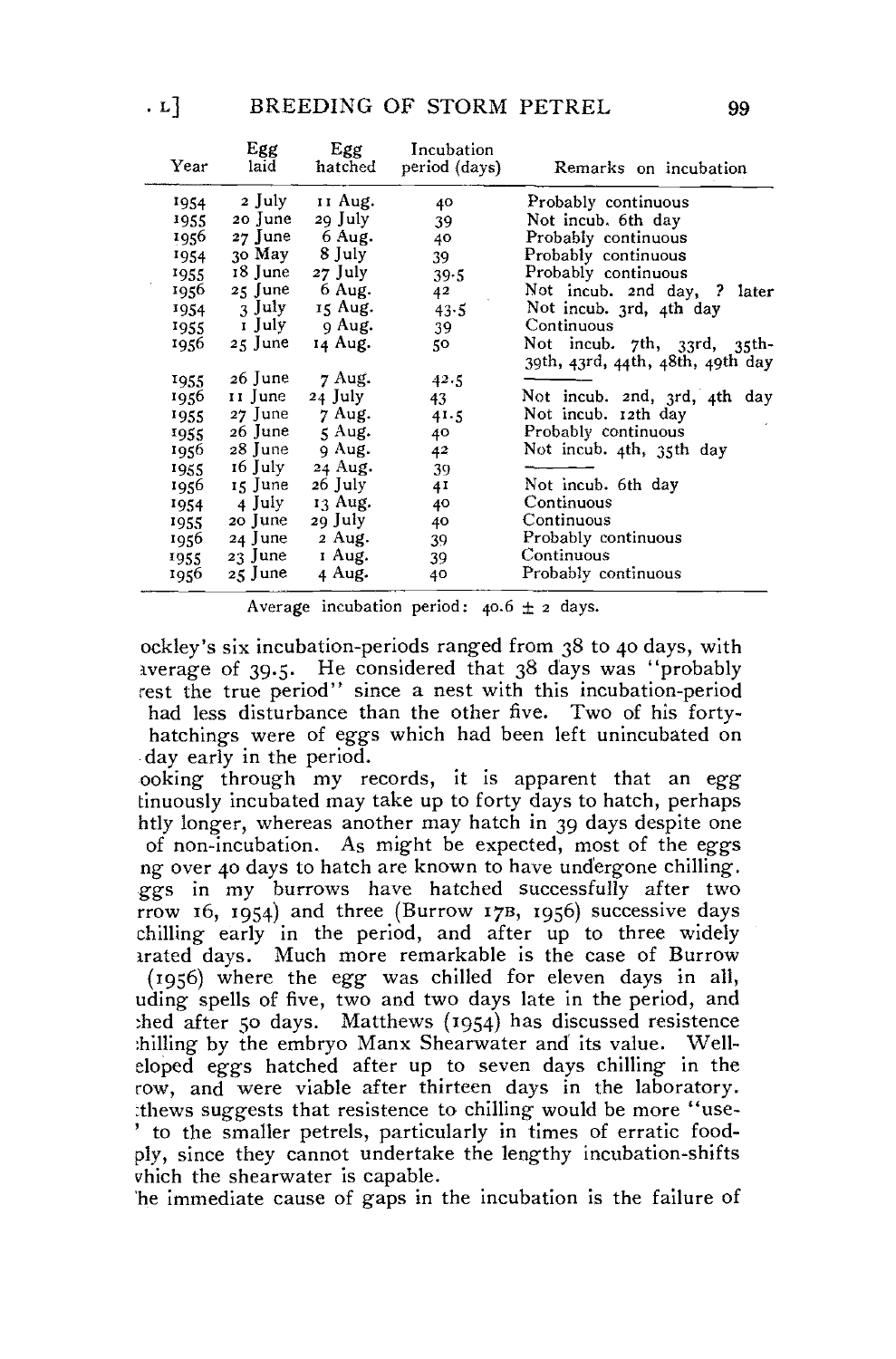| Year | Egg laid | Egg hatched | Incubation period (days) | Remarks on incubation |
|---|---|---|---|---|
| 1954 | 2 July | 11 Aug. | 40 | Probably continuous |
| 1955 | 20 June | 29 July | 39 | Not incub. 6th day |
| 1956 | 27 June | 6 Aug. | 40 | Probably continuous |
| 1954 | 30 May | 8 July | 39 | Probably continuous |
| 1955 | 18 June | 27 July | 39.5 | Probably continuous |
| 1956 | 25 June | 6 Aug. | 42 | Not incub. 2nd day, ? later |
| 1954 | 3 July | 15 Aug. | 43.5 | Not incub. 3rd, 4th day |
| 1955 | 1 July | 9 Aug. | 39 | Continuous |
| 1956 | 25 June | 14 Aug. | 50 | Not incub. 7th, 33rd, 35th-39th, 43rd, 44th, 48th, 49th day |
| 1955 | 26 June | 7 Aug. | 42.5 | ——— |
| 1956 | 11 June | 24 July | 43 | Not incub. 2nd, 3rd, 4th day |
| 1955 | 27 June | 7 Aug. | 41.5 | Not incub. 12th day |
| 1955 | 26 June | 5 Aug. | 40 | Probably continuous |
| 1956 | 28 June | 9 Aug. | 42 | Not incub. 4th, 35th day |
| 1955 | 16 July | 24 Aug. | 39 | ——— |
| 1956 | 15 June | 26 July | 41 | Not incub. 6th day |
| 1954 | 4 July | 13 Aug. | 40 | Continuous |
| 1955 | 20 June | 29 July | 40 | Continuous |
| 1956 | 24 June | 2 Aug. | 39 | Probably continuous |
| 1955 | 23 June | 1 Aug. | 39 | Continuous |
| 1956 | 25 June | 4 Aug. | 40 | Probably continuous |

Average incubation period: 40.6 ± 2 days.

ockley's six incubation-periods ranged from 38 to 40 days, with ıverage of 39.5. He considered that 38 days was "probably rest the true period" since a nest with this incubation-period had less disturbance than the other five. Two of his forty-hatchings were of eggs which had been left unincubated on day early in the period.

ooking through my records, it is apparent that an egg tinuously incubated may take up to forty days to hatch, perhaps htly longer, whereas another may hatch in 39 days despite one of non-incubation. As might be expected, most of the eggs ng over 40 days to hatch are known to have undergone chilling. ggs in my burrows have hatched successfully after two rrow 16, 1954) and three (Burrow 17B, 1956) successive days chilling early in the period, and after up to three widely ırated days. Much more remarkable is the case of Burrow (1956) where the egg was chilled for eleven days in all, uding spells of five, two and two days late in the period, and :hed after 50 days. Matthews (1954) has discussed resistence :hilling by the embryo Manx Shearwater and its value. Well-eloped eggs hatched after up to seven days chilling in the row, and were viable after thirteen days in the laboratory. :thews suggests that resistence to chilling would be more "use-' to the smaller petrels, particularly in times of erratic food-ply, since they cannot undertake the lengthy incubation-shifts vhich the shearwater is capable.

'he immediate cause of gaps in the incubation is the failure of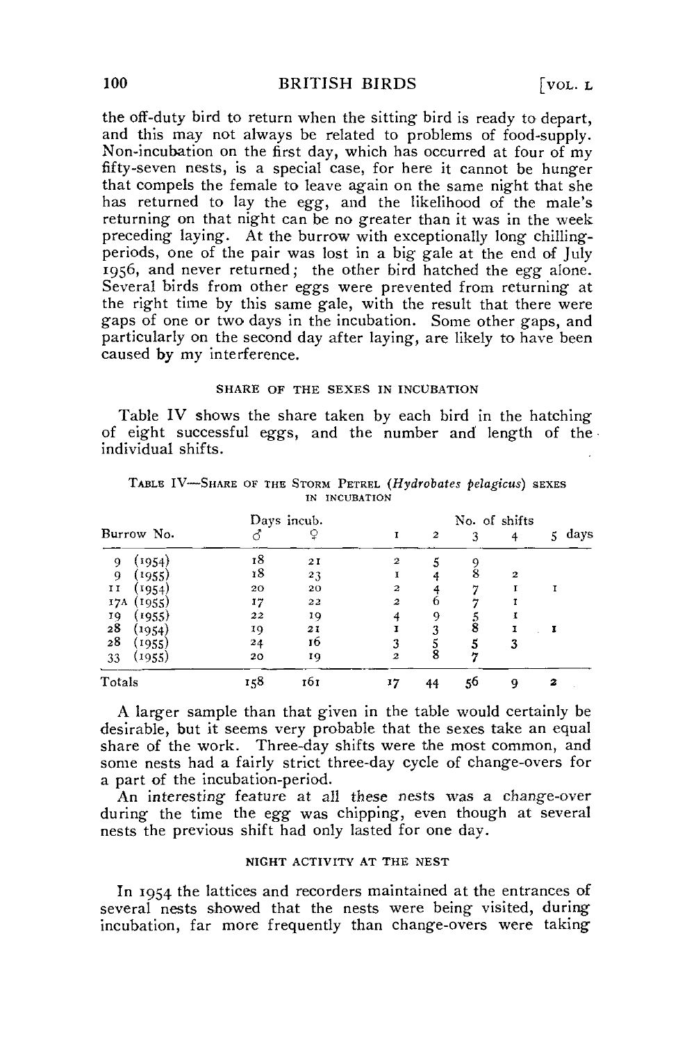the off-duty bird to return when the sitting bird is ready to depart, and this may not always be related to problems of food-supply. Non-incubation on the first day, which has occurred at four of my fifty-seven nests, is a special case, for here it cannot be hunger that compels the female to leave again on the same night that she has returned to lay the egg, and the likelihood of the male's returning on that night can be no greater than it was in the week preceding laying. At the burrow with exceptionally long chilling-periods, one of the pair was lost in a big gale at the end of July 1956, and never returned; the other bird hatched the egg alone. Several birds from other eggs were prevented from returning at the right time by this same gale, with the result that there were gaps of one or two days in the incubation. Some other gaps, and particularly on the second day after laying, are likely to have been caused by my interference.

### SHARE OF THE SEXES IN INCUBATION

Table IV shows the share taken by each bird in the hatching of eight successful eggs, and the number and length of the individual shifts.

TABLE IV—SHARE OF THE STORM PETREL (*Hydrobates pelagicus*) SEXES IN INCUBATION

| Burrow No. | Days incub. ♂ | Days incub. ♀ | No. of shifts 1 | 2 | 3 | 4 | 5 days |
|---|---|---|---|---|---|---|---|
| 9 (1954) | 18 | 21 | 2 | 5 | 9 | | |
| 9 (1955) | 18 | 23 | 1 | 4 | 8 | 2 | |
| 11 (1954) | 20 | 20 | 2 | 4 | 7 | 1 | 1 |
| 17A (1955) | 17 | 22 | 2 | 6 | 7 | 1 | |
| 19 (1955) | 22 | 19 | 4 | 9 | 5 | 1 | |
| 28 (1954) | 19 | 21 | 1 | 3 | 8 | 1 | 1 |
| 28 (1955) | 24 | 16 | 3 | 5 | 5 | 3 | |
| 33 (1955) | 20 | 19 | 2 | 8 | 7 | | |
| Totals | 158 | 161 | 17 | 44 | 56 | 9 | 2 |

A larger sample than that given in the table would certainly be desirable, but it seems very probable that the sexes take an equal share of the work. Three-day shifts were the most common, and some nests had a fairly strict three-day cycle of change-overs for a part of the incubation-period.

An interesting feature at all these nests was a change-over during the time the egg was chipping, even though at several nests the previous shift had only lasted for one day.

### NIGHT ACTIVITY AT THE NEST

In 1954 the lattices and recorders maintained at the entrances of several nests showed that the nests were being visited, during incubation, far more frequently than change-overs were taking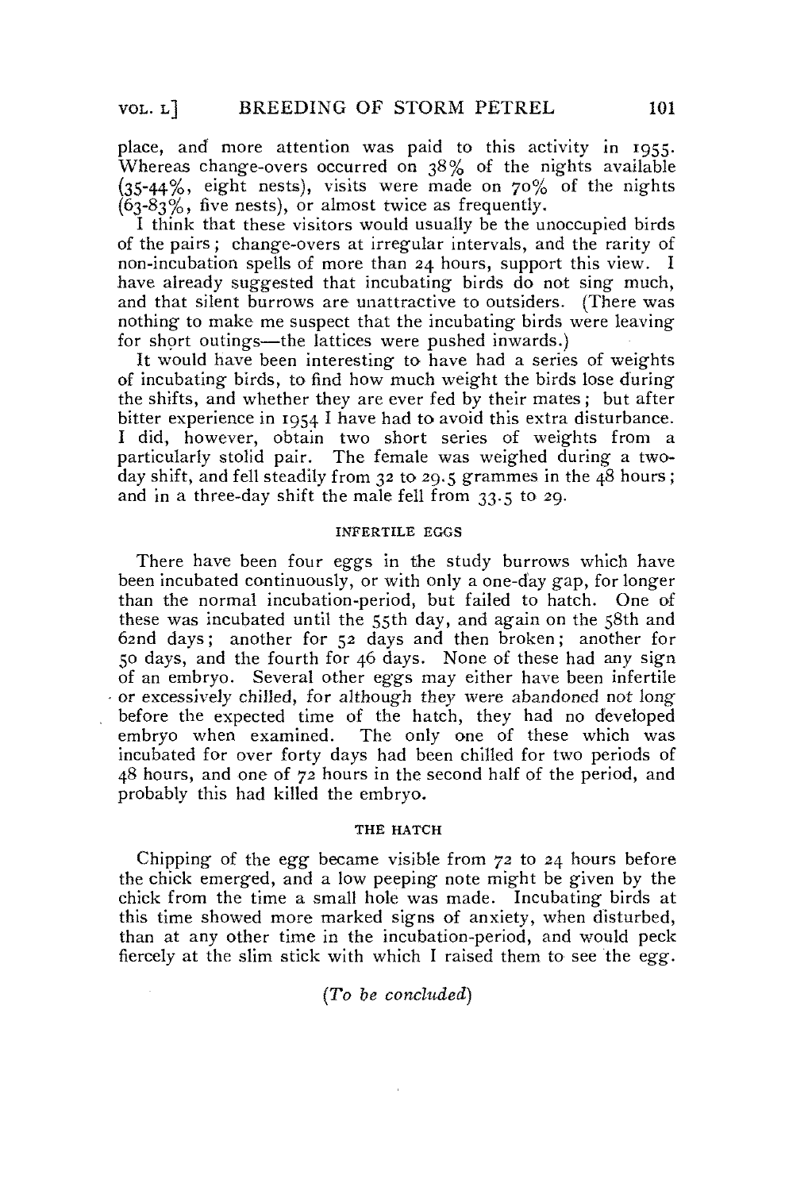place, and more attention was paid to this activity in 1955. Whereas change-overs occurred on 38% of the nights available (35-44%, eight nests), visits were made on 70% of the nights (63-83%, five nests), or almost twice as frequently.

I think that these visitors would usually be the unoccupied birds of the pairs; change-overs at irregular intervals, and the rarity of non-incubation spells of more than 24 hours, support this view. I have already suggested that incubating birds do not sing much, and that silent burrows are unattractive to outsiders. (There was nothing to make me suspect that the incubating birds were leaving for short outings—the lattices were pushed inwards.)

It would have been interesting to have had a series of weights of incubating birds, to find how much weight the birds lose during the shifts, and whether they are ever fed by their mates; but after bitter experience in 1954 I have had to avoid this extra disturbance. I did, however, obtain two short series of weights from a particularly stolid pair. The female was weighed during a two-day shift, and fell steadily from 32 to 29.5 grammes in the 48 hours; and in a three-day shift the male fell from 33.5 to 29.

#### INFERTILE EGGS

There have been four eggs in the study burrows which have been incubated continuously, or with only a one-day gap, for longer than the normal incubation-period, but failed to hatch. One of these was incubated until the 55th day, and again on the 58th and 62nd days; another for 52 days and then broken; another for 50 days, and the fourth for 46 days. None of these had any sign of an embryo. Several other eggs may either have been infertile or excessively chilled, for although they were abandoned not long before the expected time of the hatch, they had no developed embryo when examined. The only one of these which was incubated for over forty days had been chilled for two periods of 48 hours, and one of 72 hours in the second half of the period, and probably this had killed the embryo.

#### THE HATCH

Chipping of the egg became visible from 72 to 24 hours before the chick emerged, and a low peeping note might be given by the chick from the time a small hole was made. Incubating birds at this time showed more marked signs of anxiety, when disturbed, than at any other time in the incubation-period, and would peck fiercely at the slim stick with which I raised them to see the egg.

*(To be concluded)*